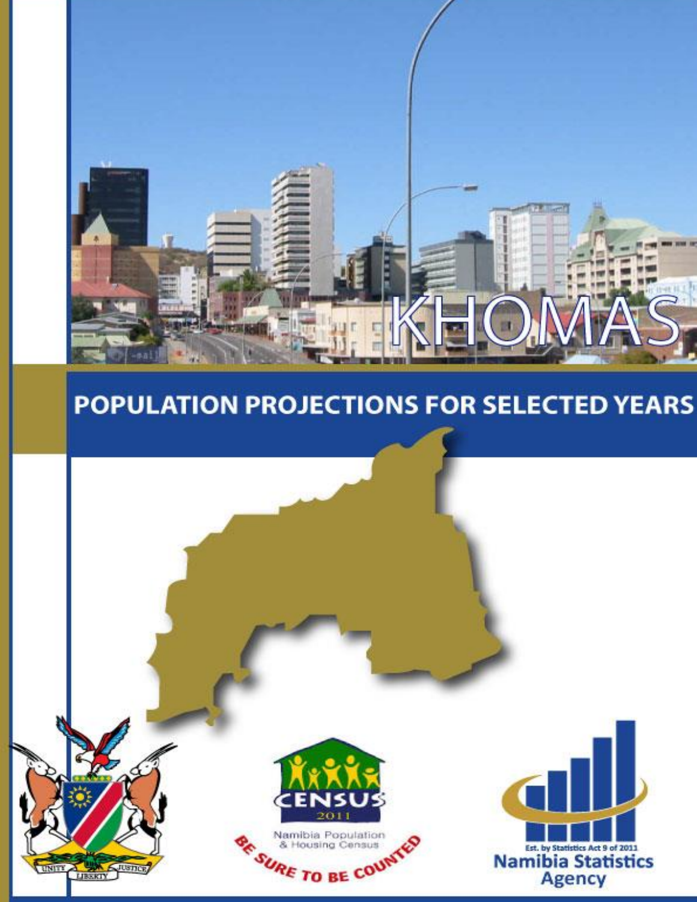# KHOMAS

## POPULATION PROJECTIONS FOR SELECTED YEARS

CENSUS 2011

Namibia Population & Housing Census

BE SURE TO BE COUNTED

UNITY LIBERTY JUSTICE

Est. by Statistics Act 9 of 2011

Namibia Statistics Agency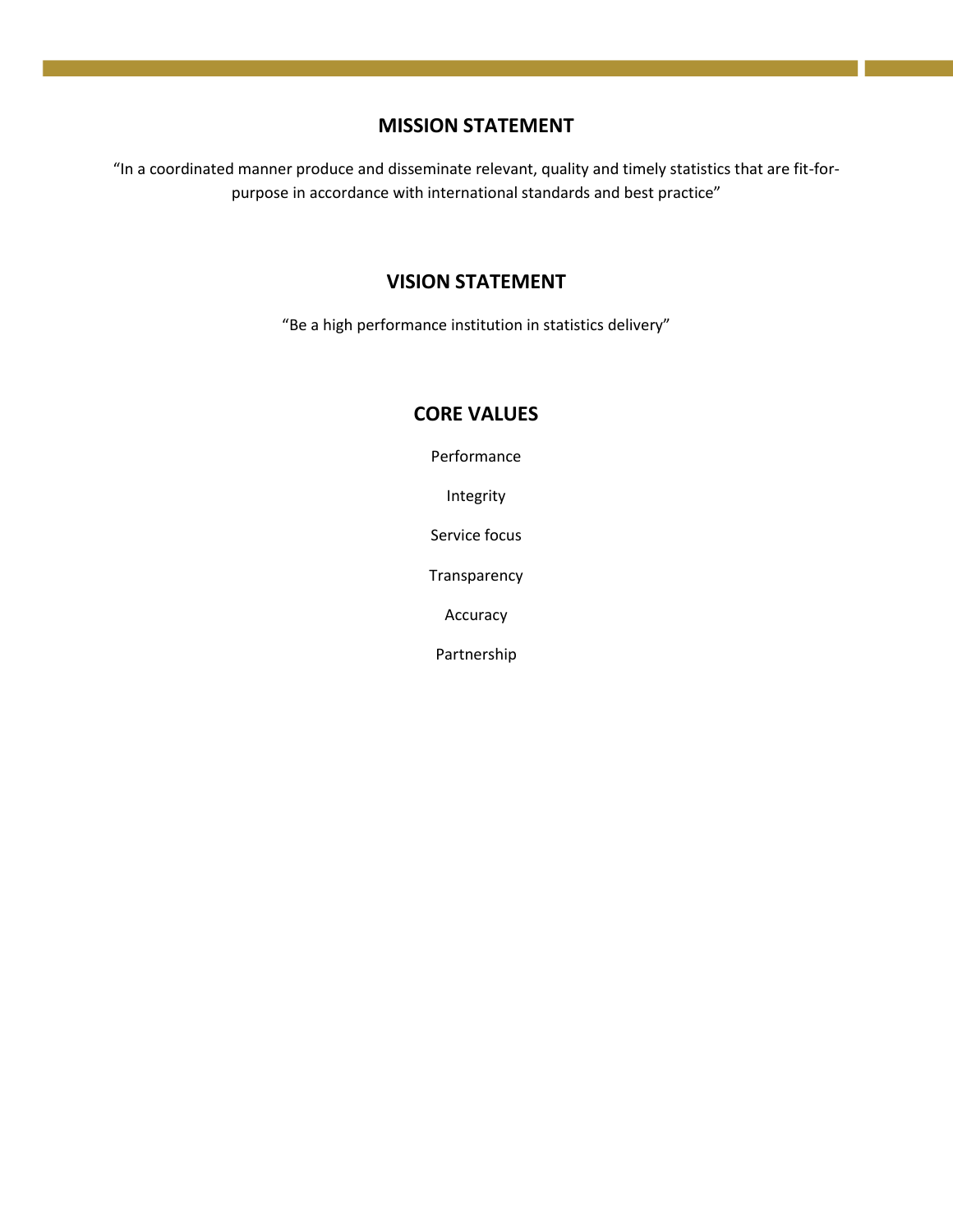## MISSION STATEMENT

"In a coordinated manner produce and disseminate relevant, quality and timely statistics that are fit-for-purpose in accordance with international standards and best practice"

## VISION STATEMENT

"Be a high performance institution in statistics delivery"

## CORE VALUES

Performance

Integrity

Service focus

Transparency

Accuracy

Partnership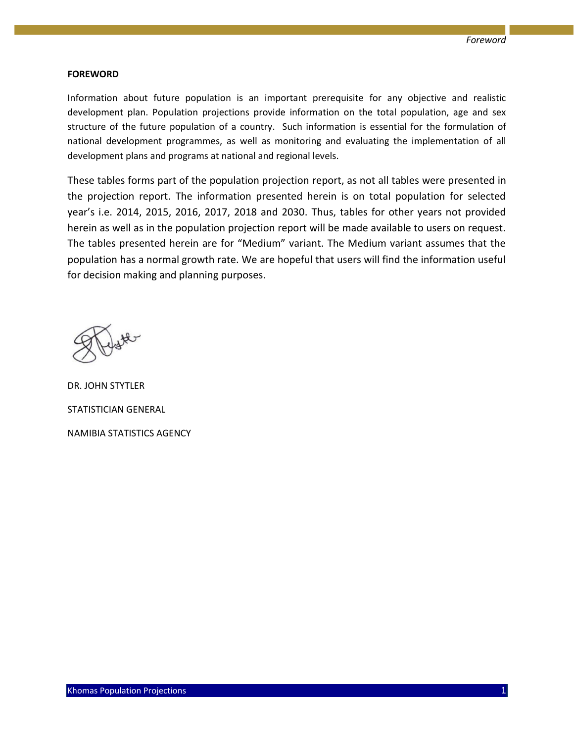## FOREWORD

Information about future population is an important prerequisite for any objective and realistic development plan. Population projections provide information on the total population, age and sex structure of the future population of a country. Such information is essential for the formulation of national development programmes, as well as monitoring and evaluating the implementation of all development plans and programs at national and regional levels.

These tables forms part of the population projection report, as not all tables were presented in the projection report. The information presented herein is on total population for selected year's i.e. 2014, 2015, 2016, 2017, 2018 and 2030. Thus, tables for other years not provided herein as well as in the population projection report will be made available to users on request. The tables presented herein are for "Medium" variant. The Medium variant assumes that the population has a normal growth rate. We are hopeful that users will find the information useful for decision making and planning purposes.

DR. JOHN STYTLER

STATISTICIAN GENERAL

NAMIBIA STATISTICS AGENCY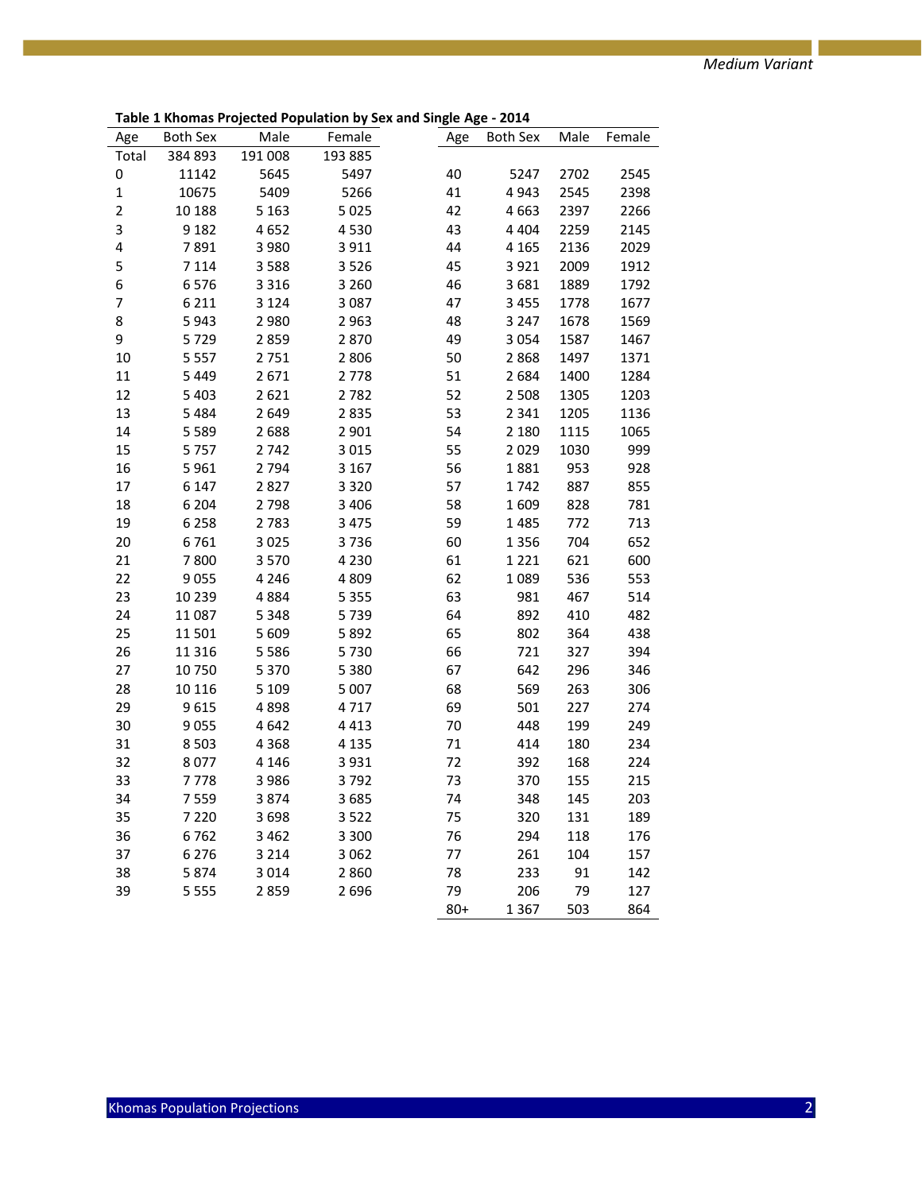Medium Variant

**Table 1 Khomas Projected Population by Sex and Single Age - 2014**

| Age | Both Sex | Male | Female | Age | Both Sex | Male | Female |
|---|---|---|---|---|---|---|---|
| Total | 384 893 | 191 008 | 193 885 | | | | |
| 0 | 11142 | 5645 | 5497 | 40 | 5247 | 2702 | 2545 |
| 1 | 10675 | 5409 | 5266 | 41 | 4 943 | 2545 | 2398 |
| 2 | 10 188 | 5 163 | 5 025 | 42 | 4 663 | 2397 | 2266 |
| 3 | 9 182 | 4 652 | 4 530 | 43 | 4 404 | 2259 | 2145 |
| 4 | 7 891 | 3 980 | 3 911 | 44 | 4 165 | 2136 | 2029 |
| 5 | 7 114 | 3 588 | 3 526 | 45 | 3 921 | 2009 | 1912 |
| 6 | 6 576 | 3 316 | 3 260 | 46 | 3 681 | 1889 | 1792 |
| 7 | 6 211 | 3 124 | 3 087 | 47 | 3 455 | 1778 | 1677 |
| 8 | 5 943 | 2 980 | 2 963 | 48 | 3 247 | 1678 | 1569 |
| 9 | 5 729 | 2 859 | 2 870 | 49 | 3 054 | 1587 | 1467 |
| 10 | 5 557 | 2 751 | 2 806 | 50 | 2 868 | 1497 | 1371 |
| 11 | 5 449 | 2 671 | 2 778 | 51 | 2 684 | 1400 | 1284 |
| 12 | 5 403 | 2 621 | 2 782 | 52 | 2 508 | 1305 | 1203 |
| 13 | 5 484 | 2 649 | 2 835 | 53 | 2 341 | 1205 | 1136 |
| 14 | 5 589 | 2 688 | 2 901 | 54 | 2 180 | 1115 | 1065 |
| 15 | 5 757 | 2 742 | 3 015 | 55 | 2 029 | 1030 | 999 |
| 16 | 5 961 | 2 794 | 3 167 | 56 | 1 881 | 953 | 928 |
| 17 | 6 147 | 2 827 | 3 320 | 57 | 1 742 | 887 | 855 |
| 18 | 6 204 | 2 798 | 3 406 | 58 | 1 609 | 828 | 781 |
| 19 | 6 258 | 2 783 | 3 475 | 59 | 1 485 | 772 | 713 |
| 20 | 6 761 | 3 025 | 3 736 | 60 | 1 356 | 704 | 652 |
| 21 | 7 800 | 3 570 | 4 230 | 61 | 1 221 | 621 | 600 |
| 22 | 9 055 | 4 246 | 4 809 | 62 | 1 089 | 536 | 553 |
| 23 | 10 239 | 4 884 | 5 355 | 63 | 981 | 467 | 514 |
| 24 | 11 087 | 5 348 | 5 739 | 64 | 892 | 410 | 482 |
| 25 | 11 501 | 5 609 | 5 892 | 65 | 802 | 364 | 438 |
| 26 | 11 316 | 5 586 | 5 730 | 66 | 721 | 327 | 394 |
| 27 | 10 750 | 5 370 | 5 380 | 67 | 642 | 296 | 346 |
| 28 | 10 116 | 5 109 | 5 007 | 68 | 569 | 263 | 306 |
| 29 | 9 615 | 4 898 | 4 717 | 69 | 501 | 227 | 274 |
| 30 | 9 055 | 4 642 | 4 413 | 70 | 448 | 199 | 249 |
| 31 | 8 503 | 4 368 | 4 135 | 71 | 414 | 180 | 234 |
| 32 | 8 077 | 4 146 | 3 931 | 72 | 392 | 168 | 224 |
| 33 | 7 778 | 3 986 | 3 792 | 73 | 370 | 155 | 215 |
| 34 | 7 559 | 3 874 | 3 685 | 74 | 348 | 145 | 203 |
| 35 | 7 220 | 3 698 | 3 522 | 75 | 320 | 131 | 189 |
| 36 | 6 762 | 3 462 | 3 300 | 76 | 294 | 118 | 176 |
| 37 | 6 276 | 3 214 | 3 062 | 77 | 261 | 104 | 157 |
| 38 | 5 874 | 3 014 | 2 860 | 78 | 233 | 91 | 142 |
| 39 | 5 555 | 2 859 | 2 696 | 79 | 206 | 79 | 127 |
| | | | | 80+ | 1 367 | 503 | 864 |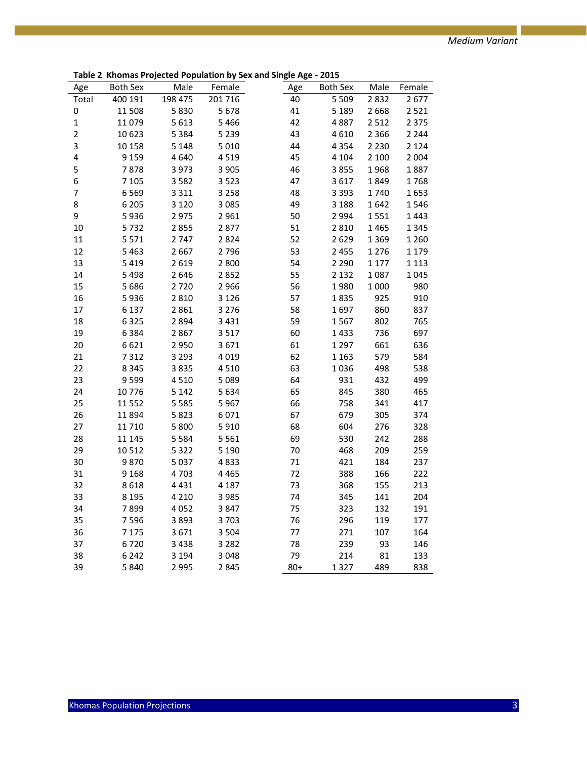*Medium Variant*

**Table 2 Khomas Projected Population by Sex and Single Age - 2015**

| Age | Both Sex | Male | Female | Age | Both Sex | Male | Female |
|---|---|---|---|---|---|---|---|
| Total | 400 191 | 198 475 | 201 716 | 40 | 5 509 | 2 832 | 2 677 |
| 0 | 11 508 | 5 830 | 5 678 | 41 | 5 189 | 2 668 | 2 521 |
| 1 | 11 079 | 5 613 | 5 466 | 42 | 4 887 | 2 512 | 2 375 |
| 2 | 10 623 | 5 384 | 5 239 | 43 | 4 610 | 2 366 | 2 244 |
| 3 | 10 158 | 5 148 | 5 010 | 44 | 4 354 | 2 230 | 2 124 |
| 4 | 9 159 | 4 640 | 4 519 | 45 | 4 104 | 2 100 | 2 004 |
| 5 | 7 878 | 3 973 | 3 905 | 46 | 3 855 | 1 968 | 1 887 |
| 6 | 7 105 | 3 582 | 3 523 | 47 | 3 617 | 1 849 | 1 768 |
| 7 | 6 569 | 3 311 | 3 258 | 48 | 3 393 | 1 740 | 1 653 |
| 8 | 6 205 | 3 120 | 3 085 | 49 | 3 188 | 1 642 | 1 546 |
| 9 | 5 936 | 2 975 | 2 961 | 50 | 2 994 | 1 551 | 1 443 |
| 10 | 5 732 | 2 855 | 2 877 | 51 | 2 810 | 1 465 | 1 345 |
| 11 | 5 571 | 2 747 | 2 824 | 52 | 2 629 | 1 369 | 1 260 |
| 12 | 5 463 | 2 667 | 2 796 | 53 | 2 455 | 1 276 | 1 179 |
| 13 | 5 419 | 2 619 | 2 800 | 54 | 2 290 | 1 177 | 1 113 |
| 14 | 5 498 | 2 646 | 2 852 | 55 | 2 132 | 1 087 | 1 045 |
| 15 | 5 686 | 2 720 | 2 966 | 56 | 1 980 | 1 000 | 980 |
| 16 | 5 936 | 2 810 | 3 126 | 57 | 1 835 | 925 | 910 |
| 17 | 6 137 | 2 861 | 3 276 | 58 | 1 697 | 860 | 837 |
| 18 | 6 325 | 2 894 | 3 431 | 59 | 1 567 | 802 | 765 |
| 19 | 6 384 | 2 867 | 3 517 | 60 | 1 433 | 736 | 697 |
| 20 | 6 621 | 2 950 | 3 671 | 61 | 1 297 | 661 | 636 |
| 21 | 7 312 | 3 293 | 4 019 | 62 | 1 163 | 579 | 584 |
| 22 | 8 345 | 3 835 | 4 510 | 63 | 1 036 | 498 | 538 |
| 23 | 9 599 | 4 510 | 5 089 | 64 | 931 | 432 | 499 |
| 24 | 10 776 | 5 142 | 5 634 | 65 | 845 | 380 | 465 |
| 25 | 11 552 | 5 585 | 5 967 | 66 | 758 | 341 | 417 |
| 26 | 11 894 | 5 823 | 6 071 | 67 | 679 | 305 | 374 |
| 27 | 11 710 | 5 800 | 5 910 | 68 | 604 | 276 | 328 |
| 28 | 11 145 | 5 584 | 5 561 | 69 | 530 | 242 | 288 |
| 29 | 10 512 | 5 322 | 5 190 | 70 | 468 | 209 | 259 |
| 30 | 9 870 | 5 037 | 4 833 | 71 | 421 | 184 | 237 |
| 31 | 9 168 | 4 703 | 4 465 | 72 | 388 | 166 | 222 |
| 32 | 8 618 | 4 431 | 4 187 | 73 | 368 | 155 | 213 |
| 33 | 8 195 | 4 210 | 3 985 | 74 | 345 | 141 | 204 |
| 34 | 7 899 | 4 052 | 3 847 | 75 | 323 | 132 | 191 |
| 35 | 7 596 | 3 893 | 3 703 | 76 | 296 | 119 | 177 |
| 36 | 7 175 | 3 671 | 3 504 | 77 | 271 | 107 | 164 |
| 37 | 6 720 | 3 438 | 3 282 | 78 | 239 | 93 | 146 |
| 38 | 6 242 | 3 194 | 3 048 | 79 | 214 | 81 | 133 |
| 39 | 5 840 | 2 995 | 2 845 | 80+ | 1 327 | 489 | 838 |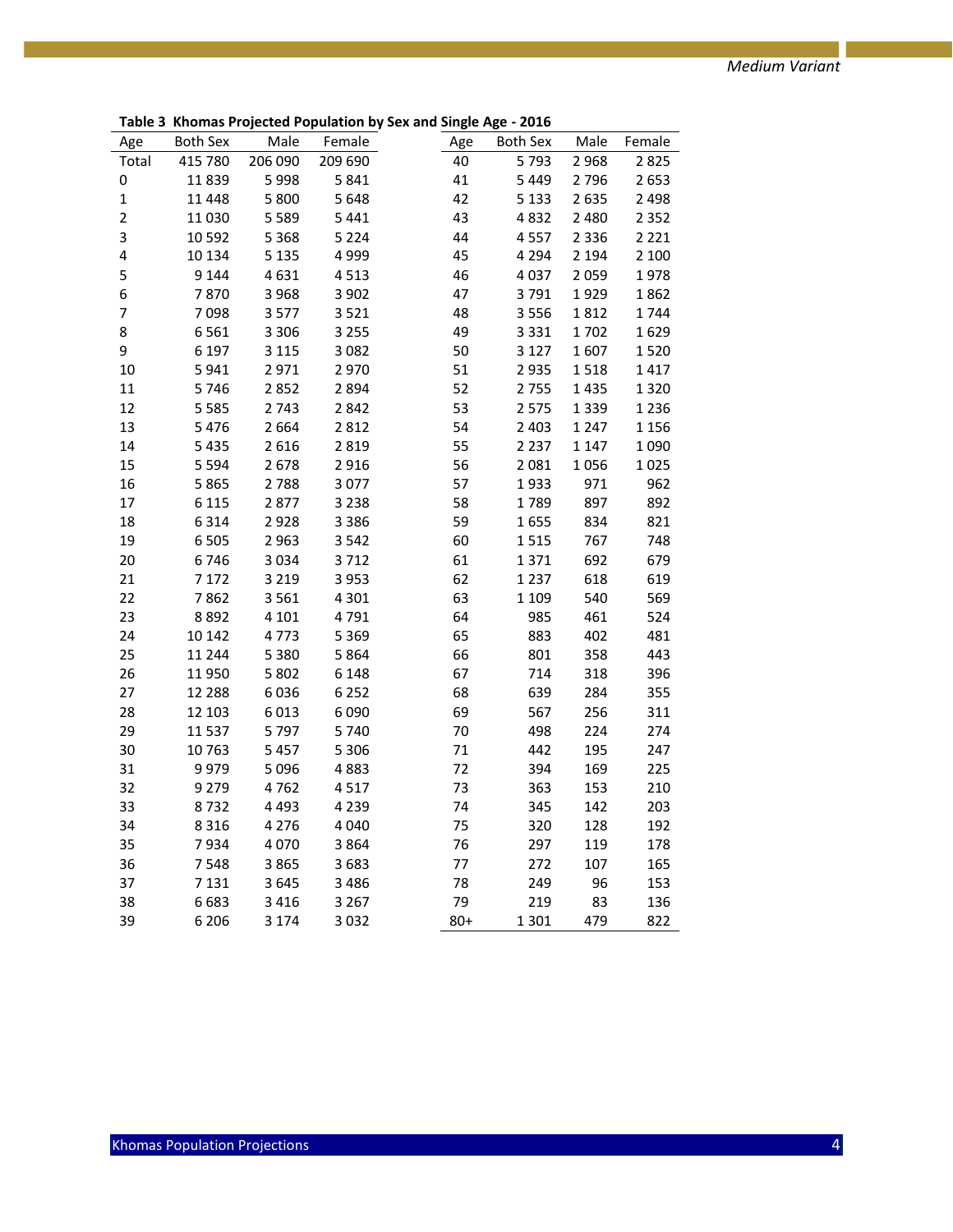*Medium Variant*

**Table 3 Khomas Projected Population by Sex and Single Age - 2016**

| Age | Both Sex | Male | Female | Age | Both Sex | Male | Female |
|---|---|---|---|---|---|---|---|
| Total | 415 780 | 206 090 | 209 690 | 40 | 5 793 | 2 968 | 2 825 |
| 0 | 11 839 | 5 998 | 5 841 | 41 | 5 449 | 2 796 | 2 653 |
| 1 | 11 448 | 5 800 | 5 648 | 42 | 5 133 | 2 635 | 2 498 |
| 2 | 11 030 | 5 589 | 5 441 | 43 | 4 832 | 2 480 | 2 352 |
| 3 | 10 592 | 5 368 | 5 224 | 44 | 4 557 | 2 336 | 2 221 |
| 4 | 10 134 | 5 135 | 4 999 | 45 | 4 294 | 2 194 | 2 100 |
| 5 | 9 144 | 4 631 | 4 513 | 46 | 4 037 | 2 059 | 1 978 |
| 6 | 7 870 | 3 968 | 3 902 | 47 | 3 791 | 1 929 | 1 862 |
| 7 | 7 098 | 3 577 | 3 521 | 48 | 3 556 | 1 812 | 1 744 |
| 8 | 6 561 | 3 306 | 3 255 | 49 | 3 331 | 1 702 | 1 629 |
| 9 | 6 197 | 3 115 | 3 082 | 50 | 3 127 | 1 607 | 1 520 |
| 10 | 5 941 | 2 971 | 2 970 | 51 | 2 935 | 1 518 | 1 417 |
| 11 | 5 746 | 2 852 | 2 894 | 52 | 2 755 | 1 435 | 1 320 |
| 12 | 5 585 | 2 743 | 2 842 | 53 | 2 575 | 1 339 | 1 236 |
| 13 | 5 476 | 2 664 | 2 812 | 54 | 2 403 | 1 247 | 1 156 |
| 14 | 5 435 | 2 616 | 2 819 | 55 | 2 237 | 1 147 | 1 090 |
| 15 | 5 594 | 2 678 | 2 916 | 56 | 2 081 | 1 056 | 1 025 |
| 16 | 5 865 | 2 788 | 3 077 | 57 | 1 933 | 971 | 962 |
| 17 | 6 115 | 2 877 | 3 238 | 58 | 1 789 | 897 | 892 |
| 18 | 6 314 | 2 928 | 3 386 | 59 | 1 655 | 834 | 821 |
| 19 | 6 505 | 2 963 | 3 542 | 60 | 1 515 | 767 | 748 |
| 20 | 6 746 | 3 034 | 3 712 | 61 | 1 371 | 692 | 679 |
| 21 | 7 172 | 3 219 | 3 953 | 62 | 1 237 | 618 | 619 |
| 22 | 7 862 | 3 561 | 4 301 | 63 | 1 109 | 540 | 569 |
| 23 | 8 892 | 4 101 | 4 791 | 64 | 985 | 461 | 524 |
| 24 | 10 142 | 4 773 | 5 369 | 65 | 883 | 402 | 481 |
| 25 | 11 244 | 5 380 | 5 864 | 66 | 801 | 358 | 443 |
| 26 | 11 950 | 5 802 | 6 148 | 67 | 714 | 318 | 396 |
| 27 | 12 288 | 6 036 | 6 252 | 68 | 639 | 284 | 355 |
| 28 | 12 103 | 6 013 | 6 090 | 69 | 567 | 256 | 311 |
| 29 | 11 537 | 5 797 | 5 740 | 70 | 498 | 224 | 274 |
| 30 | 10 763 | 5 457 | 5 306 | 71 | 442 | 195 | 247 |
| 31 | 9 979 | 5 096 | 4 883 | 72 | 394 | 169 | 225 |
| 32 | 9 279 | 4 762 | 4 517 | 73 | 363 | 153 | 210 |
| 33 | 8 732 | 4 493 | 4 239 | 74 | 345 | 142 | 203 |
| 34 | 8 316 | 4 276 | 4 040 | 75 | 320 | 128 | 192 |
| 35 | 7 934 | 4 070 | 3 864 | 76 | 297 | 119 | 178 |
| 36 | 7 548 | 3 865 | 3 683 | 77 | 272 | 107 | 165 |
| 37 | 7 131 | 3 645 | 3 486 | 78 | 249 | 96 | 153 |
| 38 | 6 683 | 3 416 | 3 267 | 79 | 219 | 83 | 136 |
| 39 | 6 206 | 3 174 | 3 032 | 80+ | 1 301 | 479 | 822 |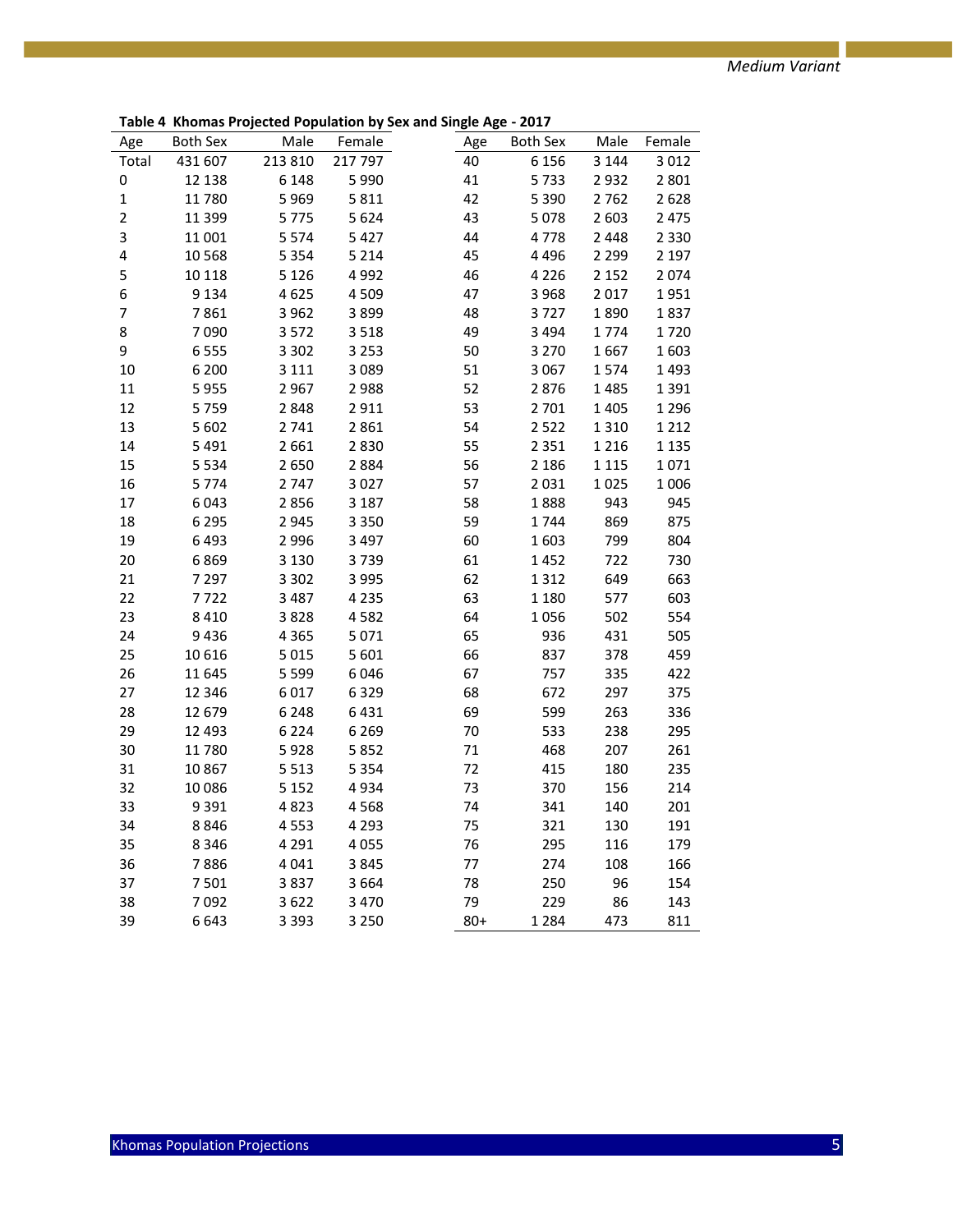*Medium Variant*

**Table 4 Khomas Projected Population by Sex and Single Age - 2017**

| Age | Both Sex | Male | Female | Age | Both Sex | Male | Female |
|---|---|---|---|---|---|---|---|
| Total | 431 607 | 213 810 | 217 797 | 40 | 6 156 | 3 144 | 3 012 |
| 0 | 12 138 | 6 148 | 5 990 | 41 | 5 733 | 2 932 | 2 801 |
| 1 | 11 780 | 5 969 | 5 811 | 42 | 5 390 | 2 762 | 2 628 |
| 2 | 11 399 | 5 775 | 5 624 | 43 | 5 078 | 2 603 | 2 475 |
| 3 | 11 001 | 5 574 | 5 427 | 44 | 4 778 | 2 448 | 2 330 |
| 4 | 10 568 | 5 354 | 5 214 | 45 | 4 496 | 2 299 | 2 197 |
| 5 | 10 118 | 5 126 | 4 992 | 46 | 4 226 | 2 152 | 2 074 |
| 6 | 9 134 | 4 625 | 4 509 | 47 | 3 968 | 2 017 | 1 951 |
| 7 | 7 861 | 3 962 | 3 899 | 48 | 3 727 | 1 890 | 1 837 |
| 8 | 7 090 | 3 572 | 3 518 | 49 | 3 494 | 1 774 | 1 720 |
| 9 | 6 555 | 3 302 | 3 253 | 50 | 3 270 | 1 667 | 1 603 |
| 10 | 6 200 | 3 111 | 3 089 | 51 | 3 067 | 1 574 | 1 493 |
| 11 | 5 955 | 2 967 | 2 988 | 52 | 2 876 | 1 485 | 1 391 |
| 12 | 5 759 | 2 848 | 2 911 | 53 | 2 701 | 1 405 | 1 296 |
| 13 | 5 602 | 2 741 | 2 861 | 54 | 2 522 | 1 310 | 1 212 |
| 14 | 5 491 | 2 661 | 2 830 | 55 | 2 351 | 1 216 | 1 135 |
| 15 | 5 534 | 2 650 | 2 884 | 56 | 2 186 | 1 115 | 1 071 |
| 16 | 5 774 | 2 747 | 3 027 | 57 | 2 031 | 1 025 | 1 006 |
| 17 | 6 043 | 2 856 | 3 187 | 58 | 1 888 | 943 | 945 |
| 18 | 6 295 | 2 945 | 3 350 | 59 | 1 744 | 869 | 875 |
| 19 | 6 493 | 2 996 | 3 497 | 60 | 1 603 | 799 | 804 |
| 20 | 6 869 | 3 130 | 3 739 | 61 | 1 452 | 722 | 730 |
| 21 | 7 297 | 3 302 | 3 995 | 62 | 1 312 | 649 | 663 |
| 22 | 7 722 | 3 487 | 4 235 | 63 | 1 180 | 577 | 603 |
| 23 | 8 410 | 3 828 | 4 582 | 64 | 1 056 | 502 | 554 |
| 24 | 9 436 | 4 365 | 5 071 | 65 | 936 | 431 | 505 |
| 25 | 10 616 | 5 015 | 5 601 | 66 | 837 | 378 | 459 |
| 26 | 11 645 | 5 599 | 6 046 | 67 | 757 | 335 | 422 |
| 27 | 12 346 | 6 017 | 6 329 | 68 | 672 | 297 | 375 |
| 28 | 12 679 | 6 248 | 6 431 | 69 | 599 | 263 | 336 |
| 29 | 12 493 | 6 224 | 6 269 | 70 | 533 | 238 | 295 |
| 30 | 11 780 | 5 928 | 5 852 | 71 | 468 | 207 | 261 |
| 31 | 10 867 | 5 513 | 5 354 | 72 | 415 | 180 | 235 |
| 32 | 10 086 | 5 152 | 4 934 | 73 | 370 | 156 | 214 |
| 33 | 9 391 | 4 823 | 4 568 | 74 | 341 | 140 | 201 |
| 34 | 8 846 | 4 553 | 4 293 | 75 | 321 | 130 | 191 |
| 35 | 8 346 | 4 291 | 4 055 | 76 | 295 | 116 | 179 |
| 36 | 7 886 | 4 041 | 3 845 | 77 | 274 | 108 | 166 |
| 37 | 7 501 | 3 837 | 3 664 | 78 | 250 | 96 | 154 |
| 38 | 7 092 | 3 622 | 3 470 | 79 | 229 | 86 | 143 |
| 39 | 6 643 | 3 393 | 3 250 | 80+ | 1 284 | 473 | 811 |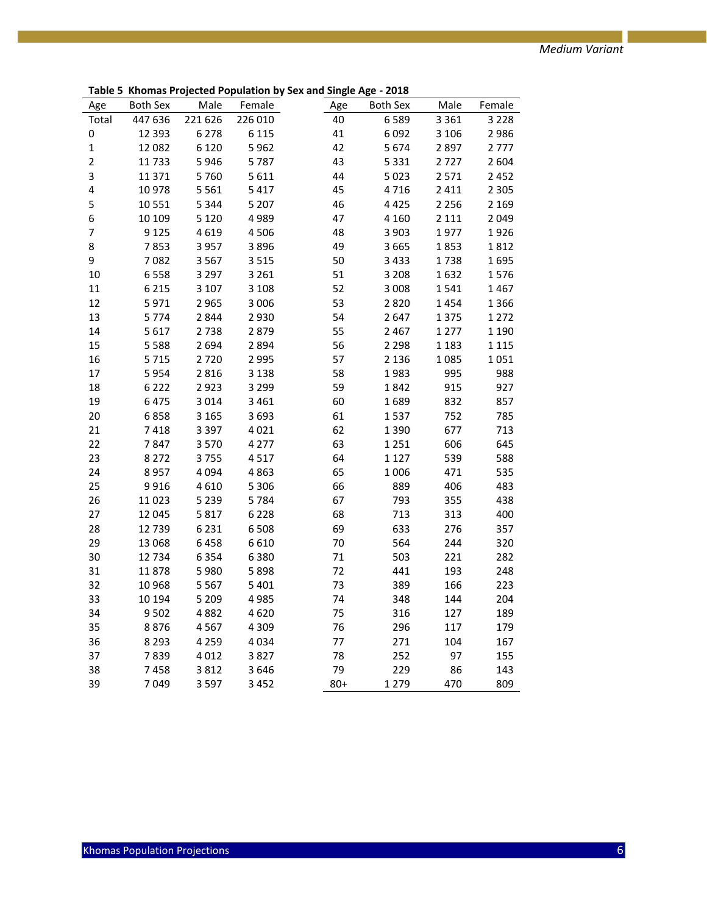*Medium Variant*

**Table 5 Khomas Projected Population by Sex and Single Age - 2018**

| Age | Both Sex | Male | Female | Age | Both Sex | Male | Female |
|---|---|---|---|---|---|---|---|
| Total | 447 636 | 221 626 | 226 010 | 40 | 6 589 | 3 361 | 3 228 |
| 0 | 12 393 | 6 278 | 6 115 | 41 | 6 092 | 3 106 | 2 986 |
| 1 | 12 082 | 6 120 | 5 962 | 42 | 5 674 | 2 897 | 2 777 |
| 2 | 11 733 | 5 946 | 5 787 | 43 | 5 331 | 2 727 | 2 604 |
| 3 | 11 371 | 5 760 | 5 611 | 44 | 5 023 | 2 571 | 2 452 |
| 4 | 10 978 | 5 561 | 5 417 | 45 | 4 716 | 2 411 | 2 305 |
| 5 | 10 551 | 5 344 | 5 207 | 46 | 4 425 | 2 256 | 2 169 |
| 6 | 10 109 | 5 120 | 4 989 | 47 | 4 160 | 2 111 | 2 049 |
| 7 | 9 125 | 4 619 | 4 506 | 48 | 3 903 | 1 977 | 1 926 |
| 8 | 7 853 | 3 957 | 3 896 | 49 | 3 665 | 1 853 | 1 812 |
| 9 | 7 082 | 3 567 | 3 515 | 50 | 3 433 | 1 738 | 1 695 |
| 10 | 6 558 | 3 297 | 3 261 | 51 | 3 208 | 1 632 | 1 576 |
| 11 | 6 215 | 3 107 | 3 108 | 52 | 3 008 | 1 541 | 1 467 |
| 12 | 5 971 | 2 965 | 3 006 | 53 | 2 820 | 1 454 | 1 366 |
| 13 | 5 774 | 2 844 | 2 930 | 54 | 2 647 | 1 375 | 1 272 |
| 14 | 5 617 | 2 738 | 2 879 | 55 | 2 467 | 1 277 | 1 190 |
| 15 | 5 588 | 2 694 | 2 894 | 56 | 2 298 | 1 183 | 1 115 |
| 16 | 5 715 | 2 720 | 2 995 | 57 | 2 136 | 1 085 | 1 051 |
| 17 | 5 954 | 2 816 | 3 138 | 58 | 1 983 | 995 | 988 |
| 18 | 6 222 | 2 923 | 3 299 | 59 | 1 842 | 915 | 927 |
| 19 | 6 475 | 3 014 | 3 461 | 60 | 1 689 | 832 | 857 |
| 20 | 6 858 | 3 165 | 3 693 | 61 | 1 537 | 752 | 785 |
| 21 | 7 418 | 3 397 | 4 021 | 62 | 1 390 | 677 | 713 |
| 22 | 7 847 | 3 570 | 4 277 | 63 | 1 251 | 606 | 645 |
| 23 | 8 272 | 3 755 | 4 517 | 64 | 1 127 | 539 | 588 |
| 24 | 8 957 | 4 094 | 4 863 | 65 | 1 006 | 471 | 535 |
| 25 | 9 916 | 4 610 | 5 306 | 66 | 889 | 406 | 483 |
| 26 | 11 023 | 5 239 | 5 784 | 67 | 793 | 355 | 438 |
| 27 | 12 045 | 5 817 | 6 228 | 68 | 713 | 313 | 400 |
| 28 | 12 739 | 6 231 | 6 508 | 69 | 633 | 276 | 357 |
| 29 | 13 068 | 6 458 | 6 610 | 70 | 564 | 244 | 320 |
| 30 | 12 734 | 6 354 | 6 380 | 71 | 503 | 221 | 282 |
| 31 | 11 878 | 5 980 | 5 898 | 72 | 441 | 193 | 248 |
| 32 | 10 968 | 5 567 | 5 401 | 73 | 389 | 166 | 223 |
| 33 | 10 194 | 5 209 | 4 985 | 74 | 348 | 144 | 204 |
| 34 | 9 502 | 4 882 | 4 620 | 75 | 316 | 127 | 189 |
| 35 | 8 876 | 4 567 | 4 309 | 76 | 296 | 117 | 179 |
| 36 | 8 293 | 4 259 | 4 034 | 77 | 271 | 104 | 167 |
| 37 | 7 839 | 4 012 | 3 827 | 78 | 252 | 97 | 155 |
| 38 | 7 458 | 3 812 | 3 646 | 79 | 229 | 86 | 143 |
| 39 | 7 049 | 3 597 | 3 452 | 80+ | 1 279 | 470 | 809 |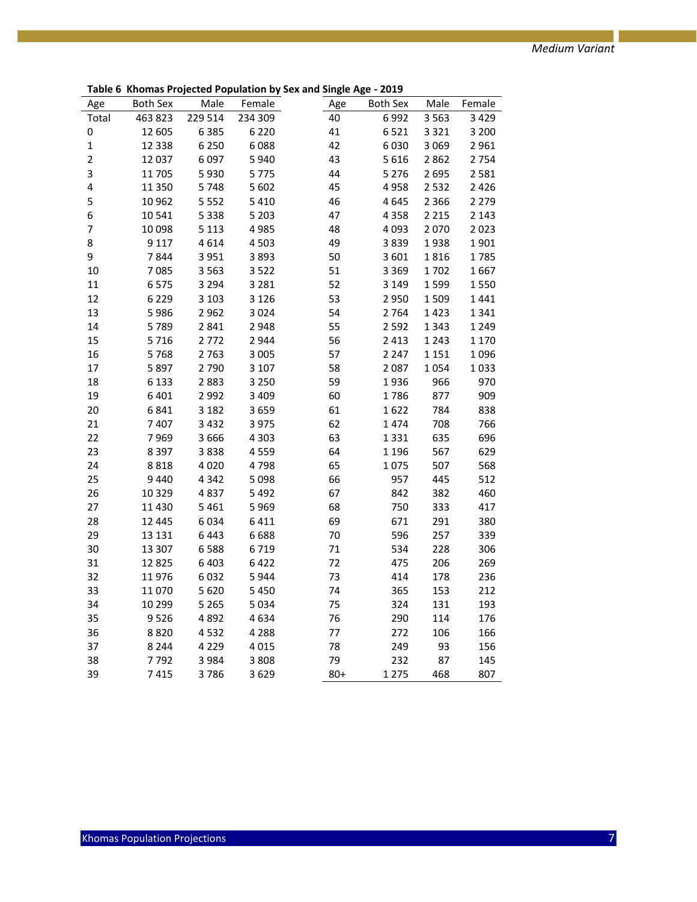Medium Variant

**Table 6 Khomas Projected Population by Sex and Single Age - 2019**

| Age | Both Sex | Male | Female | Age | Both Sex | Male | Female |
|---|---|---|---|---|---|---|---|
| Total | 463 823 | 229 514 | 234 309 | 40 | 6 992 | 3 563 | 3 429 |
| 0 | 12 605 | 6 385 | 6 220 | 41 | 6 521 | 3 321 | 3 200 |
| 1 | 12 338 | 6 250 | 6 088 | 42 | 6 030 | 3 069 | 2 961 |
| 2 | 12 037 | 6 097 | 5 940 | 43 | 5 616 | 2 862 | 2 754 |
| 3 | 11 705 | 5 930 | 5 775 | 44 | 5 276 | 2 695 | 2 581 |
| 4 | 11 350 | 5 748 | 5 602 | 45 | 4 958 | 2 532 | 2 426 |
| 5 | 10 962 | 5 552 | 5 410 | 46 | 4 645 | 2 366 | 2 279 |
| 6 | 10 541 | 5 338 | 5 203 | 47 | 4 358 | 2 215 | 2 143 |
| 7 | 10 098 | 5 113 | 4 985 | 48 | 4 093 | 2 070 | 2 023 |
| 8 | 9 117 | 4 614 | 4 503 | 49 | 3 839 | 1 938 | 1 901 |
| 9 | 7 844 | 3 951 | 3 893 | 50 | 3 601 | 1 816 | 1 785 |
| 10 | 7 085 | 3 563 | 3 522 | 51 | 3 369 | 1 702 | 1 667 |
| 11 | 6 575 | 3 294 | 3 281 | 52 | 3 149 | 1 599 | 1 550 |
| 12 | 6 229 | 3 103 | 3 126 | 53 | 2 950 | 1 509 | 1 441 |
| 13 | 5 986 | 2 962 | 3 024 | 54 | 2 764 | 1 423 | 1 341 |
| 14 | 5 789 | 2 841 | 2 948 | 55 | 2 592 | 1 343 | 1 249 |
| 15 | 5 716 | 2 772 | 2 944 | 56 | 2 413 | 1 243 | 1 170 |
| 16 | 5 768 | 2 763 | 3 005 | 57 | 2 247 | 1 151 | 1 096 |
| 17 | 5 897 | 2 790 | 3 107 | 58 | 2 087 | 1 054 | 1 033 |
| 18 | 6 133 | 2 883 | 3 250 | 59 | 1 936 | 966 | 970 |
| 19 | 6 401 | 2 992 | 3 409 | 60 | 1 786 | 877 | 909 |
| 20 | 6 841 | 3 182 | 3 659 | 61 | 1 622 | 784 | 838 |
| 21 | 7 407 | 3 432 | 3 975 | 62 | 1 474 | 708 | 766 |
| 22 | 7 969 | 3 666 | 4 303 | 63 | 1 331 | 635 | 696 |
| 23 | 8 397 | 3 838 | 4 559 | 64 | 1 196 | 567 | 629 |
| 24 | 8 818 | 4 020 | 4 798 | 65 | 1 075 | 507 | 568 |
| 25 | 9 440 | 4 342 | 5 098 | 66 | 957 | 445 | 512 |
| 26 | 10 329 | 4 837 | 5 492 | 67 | 842 | 382 | 460 |
| 27 | 11 430 | 5 461 | 5 969 | 68 | 750 | 333 | 417 |
| 28 | 12 445 | 6 034 | 6 411 | 69 | 671 | 291 | 380 |
| 29 | 13 131 | 6 443 | 6 688 | 70 | 596 | 257 | 339 |
| 30 | 13 307 | 6 588 | 6 719 | 71 | 534 | 228 | 306 |
| 31 | 12 825 | 6 403 | 6 422 | 72 | 475 | 206 | 269 |
| 32 | 11 976 | 6 032 | 5 944 | 73 | 414 | 178 | 236 |
| 33 | 11 070 | 5 620 | 5 450 | 74 | 365 | 153 | 212 |
| 34 | 10 299 | 5 265 | 5 034 | 75 | 324 | 131 | 193 |
| 35 | 9 526 | 4 892 | 4 634 | 76 | 290 | 114 | 176 |
| 36 | 8 820 | 4 532 | 4 288 | 77 | 272 | 106 | 166 |
| 37 | 8 244 | 4 229 | 4 015 | 78 | 249 | 93 | 156 |
| 38 | 7 792 | 3 984 | 3 808 | 79 | 232 | 87 | 145 |
| 39 | 7 415 | 3 786 | 3 629 | 80+ | 1 275 | 468 | 807 |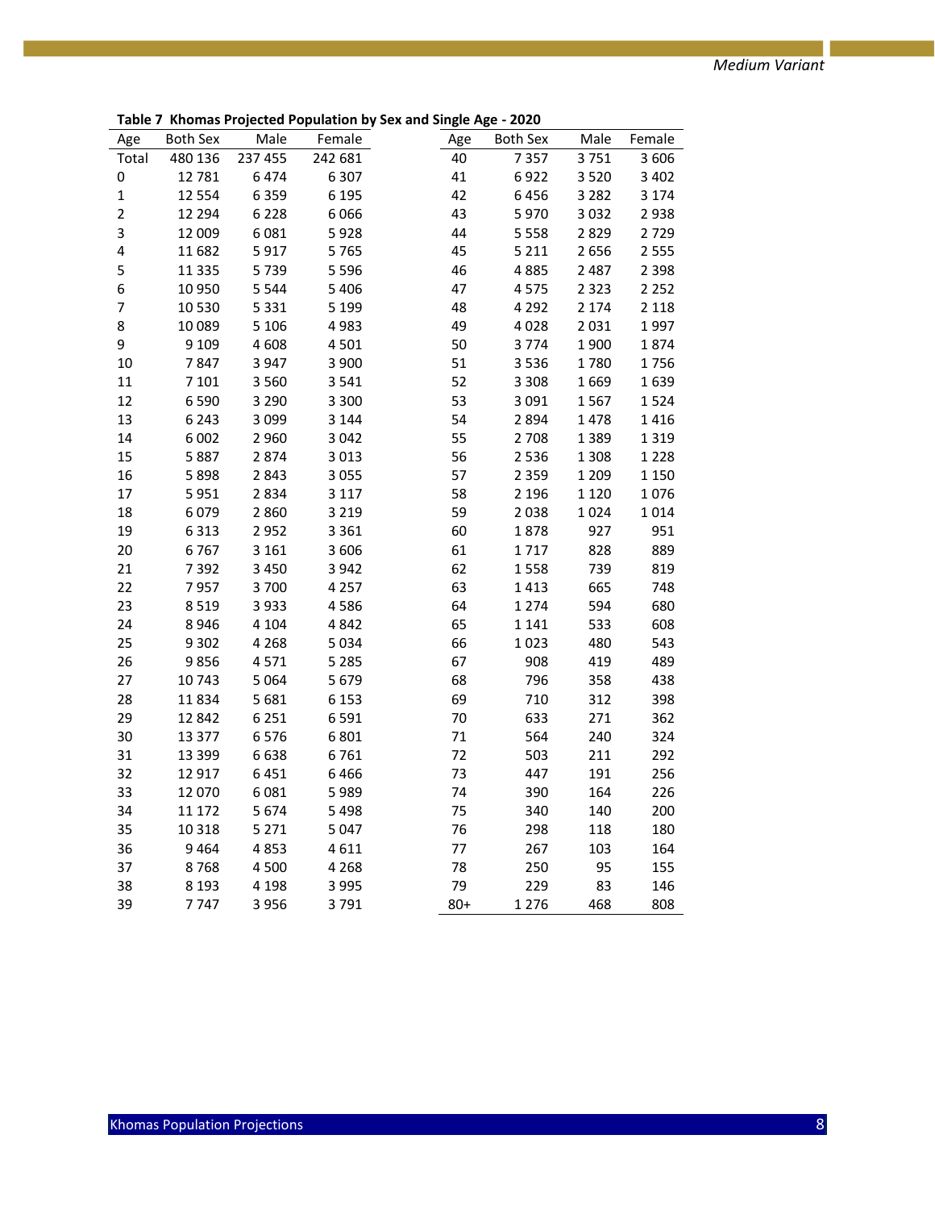*Medium Variant*

**Table 7 Khomas Projected Population by Sex and Single Age - 2020**

| Age | Both Sex | Male | Female | Age | Both Sex | Male | Female |
|---|---|---|---|---|---|---|---|
| Total | 480 136 | 237 455 | 242 681 | 40 | 7 357 | 3 751 | 3 606 |
| 0 | 12 781 | 6 474 | 6 307 | 41 | 6 922 | 3 520 | 3 402 |
| 1 | 12 554 | 6 359 | 6 195 | 42 | 6 456 | 3 282 | 3 174 |
| 2 | 12 294 | 6 228 | 6 066 | 43 | 5 970 | 3 032 | 2 938 |
| 3 | 12 009 | 6 081 | 5 928 | 44 | 5 558 | 2 829 | 2 729 |
| 4 | 11 682 | 5 917 | 5 765 | 45 | 5 211 | 2 656 | 2 555 |
| 5 | 11 335 | 5 739 | 5 596 | 46 | 4 885 | 2 487 | 2 398 |
| 6 | 10 950 | 5 544 | 5 406 | 47 | 4 575 | 2 323 | 2 252 |
| 7 | 10 530 | 5 331 | 5 199 | 48 | 4 292 | 2 174 | 2 118 |
| 8 | 10 089 | 5 106 | 4 983 | 49 | 4 028 | 2 031 | 1 997 |
| 9 | 9 109 | 4 608 | 4 501 | 50 | 3 774 | 1 900 | 1 874 |
| 10 | 7 847 | 3 947 | 3 900 | 51 | 3 536 | 1 780 | 1 756 |
| 11 | 7 101 | 3 560 | 3 541 | 52 | 3 308 | 1 669 | 1 639 |
| 12 | 6 590 | 3 290 | 3 300 | 53 | 3 091 | 1 567 | 1 524 |
| 13 | 6 243 | 3 099 | 3 144 | 54 | 2 894 | 1 478 | 1 416 |
| 14 | 6 002 | 2 960 | 3 042 | 55 | 2 708 | 1 389 | 1 319 |
| 15 | 5 887 | 2 874 | 3 013 | 56 | 2 536 | 1 308 | 1 228 |
| 16 | 5 898 | 2 843 | 3 055 | 57 | 2 359 | 1 209 | 1 150 |
| 17 | 5 951 | 2 834 | 3 117 | 58 | 2 196 | 1 120 | 1 076 |
| 18 | 6 079 | 2 860 | 3 219 | 59 | 2 038 | 1 024 | 1 014 |
| 19 | 6 313 | 2 952 | 3 361 | 60 | 1 878 | 927 | 951 |
| 20 | 6 767 | 3 161 | 3 606 | 61 | 1 717 | 828 | 889 |
| 21 | 7 392 | 3 450 | 3 942 | 62 | 1 558 | 739 | 819 |
| 22 | 7 957 | 3 700 | 4 257 | 63 | 1 413 | 665 | 748 |
| 23 | 8 519 | 3 933 | 4 586 | 64 | 1 274 | 594 | 680 |
| 24 | 8 946 | 4 104 | 4 842 | 65 | 1 141 | 533 | 608 |
| 25 | 9 302 | 4 268 | 5 034 | 66 | 1 023 | 480 | 543 |
| 26 | 9 856 | 4 571 | 5 285 | 67 | 908 | 419 | 489 |
| 27 | 10 743 | 5 064 | 5 679 | 68 | 796 | 358 | 438 |
| 28 | 11 834 | 5 681 | 6 153 | 69 | 710 | 312 | 398 |
| 29 | 12 842 | 6 251 | 6 591 | 70 | 633 | 271 | 362 |
| 30 | 13 377 | 6 576 | 6 801 | 71 | 564 | 240 | 324 |
| 31 | 13 399 | 6 638 | 6 761 | 72 | 503 | 211 | 292 |
| 32 | 12 917 | 6 451 | 6 466 | 73 | 447 | 191 | 256 |
| 33 | 12 070 | 6 081 | 5 989 | 74 | 390 | 164 | 226 |
| 34 | 11 172 | 5 674 | 5 498 | 75 | 340 | 140 | 200 |
| 35 | 10 318 | 5 271 | 5 047 | 76 | 298 | 118 | 180 |
| 36 | 9 464 | 4 853 | 4 611 | 77 | 267 | 103 | 164 |
| 37 | 8 768 | 4 500 | 4 268 | 78 | 250 | 95 | 155 |
| 38 | 8 193 | 4 198 | 3 995 | 79 | 229 | 83 | 146 |
| 39 | 7 747 | 3 956 | 3 791 | 80+ | 1 276 | 468 | 808 |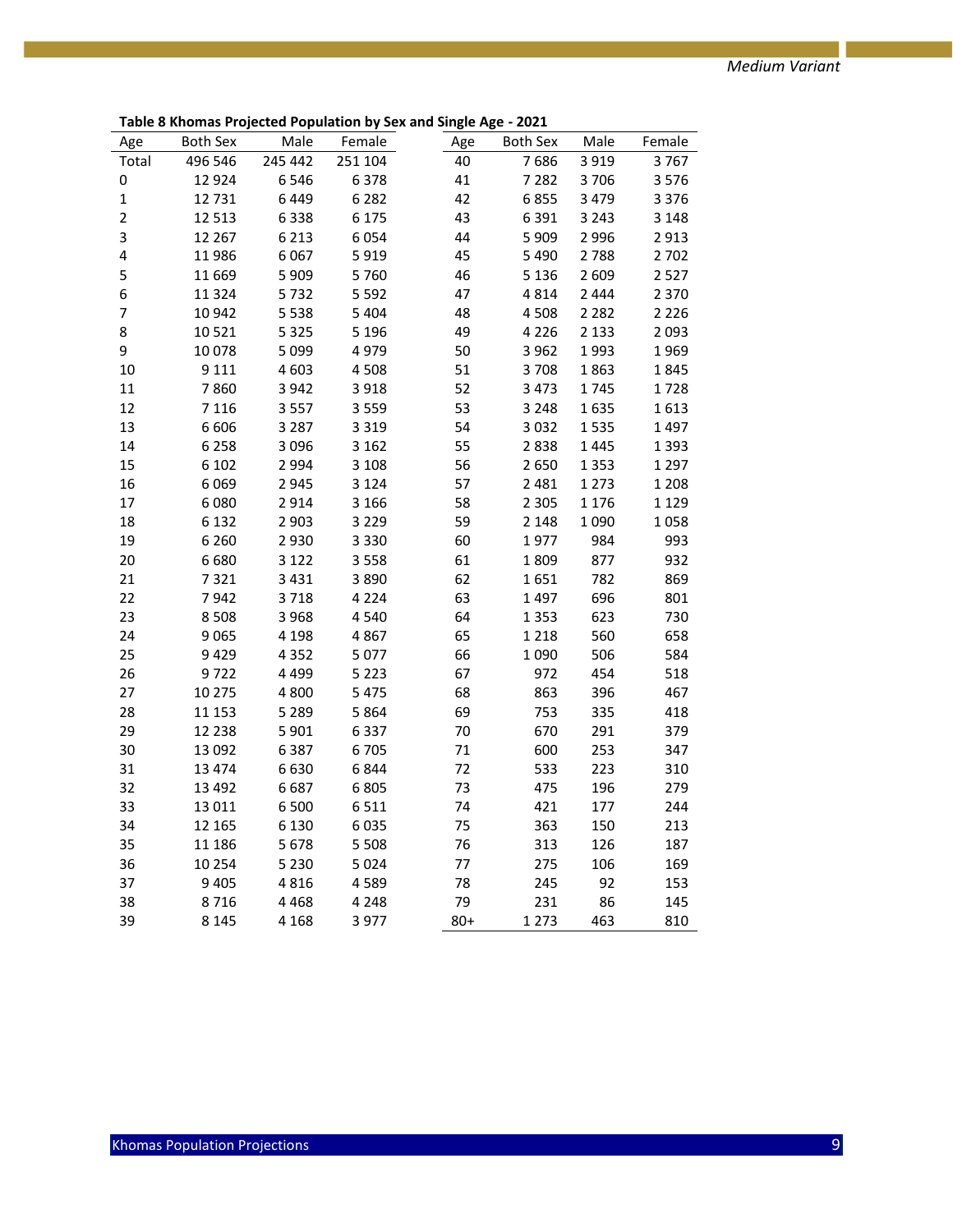**Table 8 Khomas Projected Population by Sex and Single Age - 2021**

| Age | Both Sex | Male | Female | Age | Both Sex | Male | Female |
|---|---|---|---|---|---|---|---|
| Total | 496 546 | 245 442 | 251 104 | 40 | 7 686 | 3 919 | 3 767 |
| 0 | 12 924 | 6 546 | 6 378 | 41 | 7 282 | 3 706 | 3 576 |
| 1 | 12 731 | 6 449 | 6 282 | 42 | 6 855 | 3 479 | 3 376 |
| 2 | 12 513 | 6 338 | 6 175 | 43 | 6 391 | 3 243 | 3 148 |
| 3 | 12 267 | 6 213 | 6 054 | 44 | 5 909 | 2 996 | 2 913 |
| 4 | 11 986 | 6 067 | 5 919 | 45 | 5 490 | 2 788 | 2 702 |
| 5 | 11 669 | 5 909 | 5 760 | 46 | 5 136 | 2 609 | 2 527 |
| 6 | 11 324 | 5 732 | 5 592 | 47 | 4 814 | 2 444 | 2 370 |
| 7 | 10 942 | 5 538 | 5 404 | 48 | 4 508 | 2 282 | 2 226 |
| 8 | 10 521 | 5 325 | 5 196 | 49 | 4 226 | 2 133 | 2 093 |
| 9 | 10 078 | 5 099 | 4 979 | 50 | 3 962 | 1 993 | 1 969 |
| 10 | 9 111 | 4 603 | 4 508 | 51 | 3 708 | 1 863 | 1 845 |
| 11 | 7 860 | 3 942 | 3 918 | 52 | 3 473 | 1 745 | 1 728 |
| 12 | 7 116 | 3 557 | 3 559 | 53 | 3 248 | 1 635 | 1 613 |
| 13 | 6 606 | 3 287 | 3 319 | 54 | 3 032 | 1 535 | 1 497 |
| 14 | 6 258 | 3 096 | 3 162 | 55 | 2 838 | 1 445 | 1 393 |
| 15 | 6 102 | 2 994 | 3 108 | 56 | 2 650 | 1 353 | 1 297 |
| 16 | 6 069 | 2 945 | 3 124 | 57 | 2 481 | 1 273 | 1 208 |
| 17 | 6 080 | 2 914 | 3 166 | 58 | 2 305 | 1 176 | 1 129 |
| 18 | 6 132 | 2 903 | 3 229 | 59 | 2 148 | 1 090 | 1 058 |
| 19 | 6 260 | 2 930 | 3 330 | 60 | 1 977 | 984 | 993 |
| 20 | 6 680 | 3 122 | 3 558 | 61 | 1 809 | 877 | 932 |
| 21 | 7 321 | 3 431 | 3 890 | 62 | 1 651 | 782 | 869 |
| 22 | 7 942 | 3 718 | 4 224 | 63 | 1 497 | 696 | 801 |
| 23 | 8 508 | 3 968 | 4 540 | 64 | 1 353 | 623 | 730 |
| 24 | 9 065 | 4 198 | 4 867 | 65 | 1 218 | 560 | 658 |
| 25 | 9 429 | 4 352 | 5 077 | 66 | 1 090 | 506 | 584 |
| 26 | 9 722 | 4 499 | 5 223 | 67 | 972 | 454 | 518 |
| 27 | 10 275 | 4 800 | 5 475 | 68 | 863 | 396 | 467 |
| 28 | 11 153 | 5 289 | 5 864 | 69 | 753 | 335 | 418 |
| 29 | 12 238 | 5 901 | 6 337 | 70 | 670 | 291 | 379 |
| 30 | 13 092 | 6 387 | 6 705 | 71 | 600 | 253 | 347 |
| 31 | 13 474 | 6 630 | 6 844 | 72 | 533 | 223 | 310 |
| 32 | 13 492 | 6 687 | 6 805 | 73 | 475 | 196 | 279 |
| 33 | 13 011 | 6 500 | 6 511 | 74 | 421 | 177 | 244 |
| 34 | 12 165 | 6 130 | 6 035 | 75 | 363 | 150 | 213 |
| 35 | 11 186 | 5 678 | 5 508 | 76 | 313 | 126 | 187 |
| 36 | 10 254 | 5 230 | 5 024 | 77 | 275 | 106 | 169 |
| 37 | 9 405 | 4 816 | 4 589 | 78 | 245 | 92 | 153 |
| 38 | 8 716 | 4 468 | 4 248 | 79 | 231 | 86 | 145 |
| 39 | 8 145 | 4 168 | 3 977 | 80+ | 1 273 | 463 | 810 |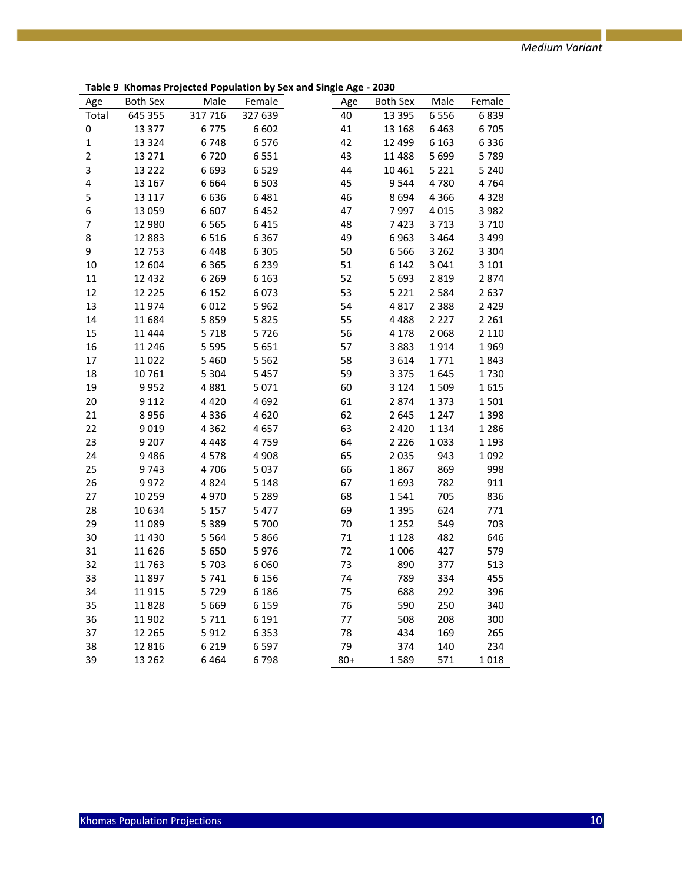*Medium Variant*

**Table 9 Khomas Projected Population by Sex and Single Age - 2030**

| Age | Both Sex | Male | Female | Age | Both Sex | Male | Female |
|---|---|---|---|---|---|---|---|
| Total | 645 355 | 317 716 | 327 639 | 40 | 13 395 | 6 556 | 6 839 |
| 0 | 13 377 | 6 775 | 6 602 | 41 | 13 168 | 6 463 | 6 705 |
| 1 | 13 324 | 6 748 | 6 576 | 42 | 12 499 | 6 163 | 6 336 |
| 2 | 13 271 | 6 720 | 6 551 | 43 | 11 488 | 5 699 | 5 789 |
| 3 | 13 222 | 6 693 | 6 529 | 44 | 10 461 | 5 221 | 5 240 |
| 4 | 13 167 | 6 664 | 6 503 | 45 | 9 544 | 4 780 | 4 764 |
| 5 | 13 117 | 6 636 | 6 481 | 46 | 8 694 | 4 366 | 4 328 |
| 6 | 13 059 | 6 607 | 6 452 | 47 | 7 997 | 4 015 | 3 982 |
| 7 | 12 980 | 6 565 | 6 415 | 48 | 7 423 | 3 713 | 3 710 |
| 8 | 12 883 | 6 516 | 6 367 | 49 | 6 963 | 3 464 | 3 499 |
| 9 | 12 753 | 6 448 | 6 305 | 50 | 6 566 | 3 262 | 3 304 |
| 10 | 12 604 | 6 365 | 6 239 | 51 | 6 142 | 3 041 | 3 101 |
| 11 | 12 432 | 6 269 | 6 163 | 52 | 5 693 | 2 819 | 2 874 |
| 12 | 12 225 | 6 152 | 6 073 | 53 | 5 221 | 2 584 | 2 637 |
| 13 | 11 974 | 6 012 | 5 962 | 54 | 4 817 | 2 388 | 2 429 |
| 14 | 11 684 | 5 859 | 5 825 | 55 | 4 488 | 2 227 | 2 261 |
| 15 | 11 444 | 5 718 | 5 726 | 56 | 4 178 | 2 068 | 2 110 |
| 16 | 11 246 | 5 595 | 5 651 | 57 | 3 883 | 1 914 | 1 969 |
| 17 | 11 022 | 5 460 | 5 562 | 58 | 3 614 | 1 771 | 1 843 |
| 18 | 10 761 | 5 304 | 5 457 | 59 | 3 375 | 1 645 | 1 730 |
| 19 | 9 952 | 4 881 | 5 071 | 60 | 3 124 | 1 509 | 1 615 |
| 20 | 9 112 | 4 420 | 4 692 | 61 | 2 874 | 1 373 | 1 501 |
| 21 | 8 956 | 4 336 | 4 620 | 62 | 2 645 | 1 247 | 1 398 |
| 22 | 9 019 | 4 362 | 4 657 | 63 | 2 420 | 1 134 | 1 286 |
| 23 | 9 207 | 4 448 | 4 759 | 64 | 2 226 | 1 033 | 1 193 |
| 24 | 9 486 | 4 578 | 4 908 | 65 | 2 035 | 943 | 1 092 |
| 25 | 9 743 | 4 706 | 5 037 | 66 | 1 867 | 869 | 998 |
| 26 | 9 972 | 4 824 | 5 148 | 67 | 1 693 | 782 | 911 |
| 27 | 10 259 | 4 970 | 5 289 | 68 | 1 541 | 705 | 836 |
| 28 | 10 634 | 5 157 | 5 477 | 69 | 1 395 | 624 | 771 |
| 29 | 11 089 | 5 389 | 5 700 | 70 | 1 252 | 549 | 703 |
| 30 | 11 430 | 5 564 | 5 866 | 71 | 1 128 | 482 | 646 |
| 31 | 11 626 | 5 650 | 5 976 | 72 | 1 006 | 427 | 579 |
| 32 | 11 763 | 5 703 | 6 060 | 73 | 890 | 377 | 513 |
| 33 | 11 897 | 5 741 | 6 156 | 74 | 789 | 334 | 455 |
| 34 | 11 915 | 5 729 | 6 186 | 75 | 688 | 292 | 396 |
| 35 | 11 828 | 5 669 | 6 159 | 76 | 590 | 250 | 340 |
| 36 | 11 902 | 5 711 | 6 191 | 77 | 508 | 208 | 300 |
| 37 | 12 265 | 5 912 | 6 353 | 78 | 434 | 169 | 265 |
| 38 | 12 816 | 6 219 | 6 597 | 79 | 374 | 140 | 234 |
| 39 | 13 262 | 6 464 | 6 798 | 80+ | 1 589 | 571 | 1 018 |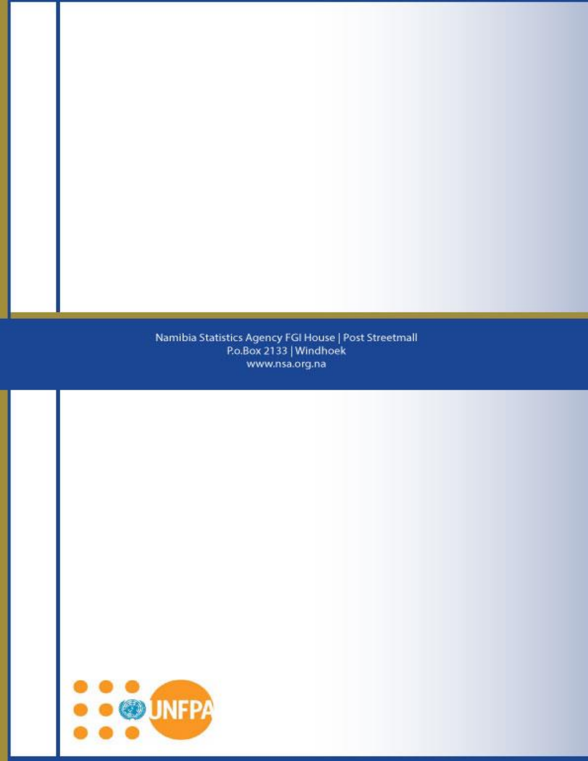Namibia Statistics Agency FGI House | Post Streetmall
P.o.Box 2133 | Windhoek
www.nsa.org.na

UNFPA